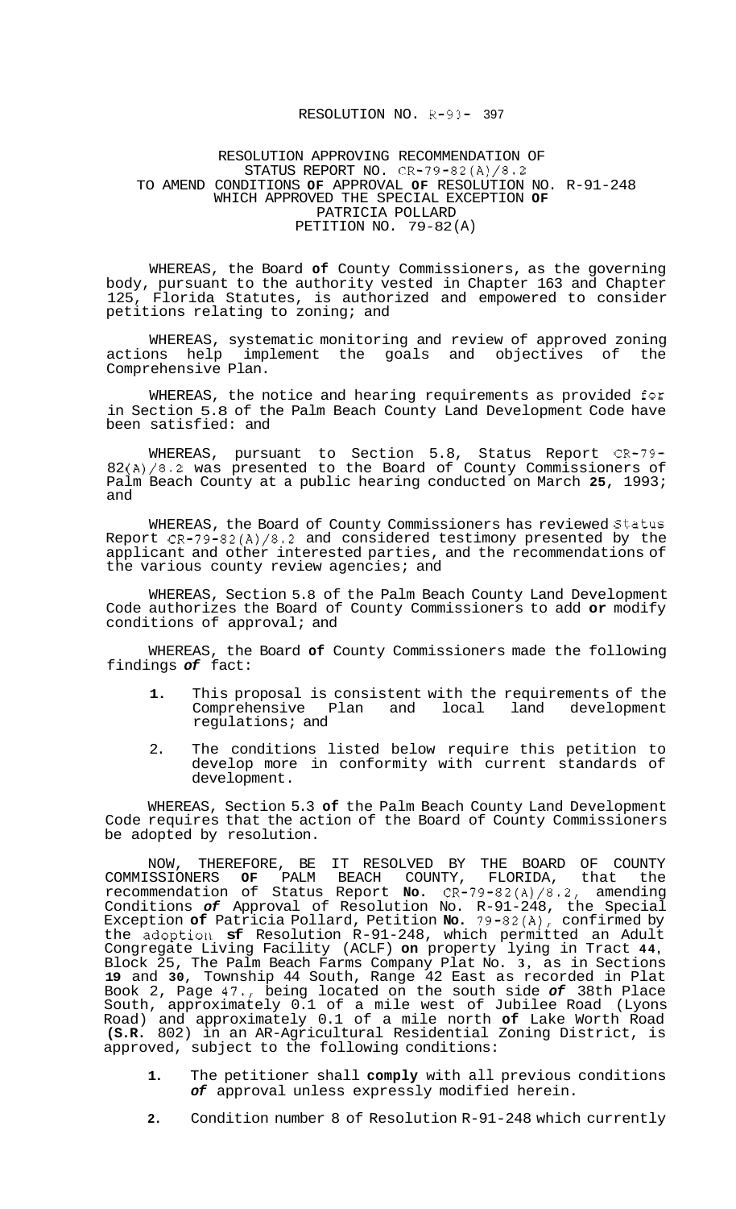RESOLUTION NO. R-93- 397

RESOLUTION APPROVING RECOMMENDATION OF STATUS REPORT NO. CR-79-82(A)/8.2 TO AMEND CONDITIONS **OF** APPROVAL **OF** RESOLUTION NO. R-91-248 WHICH APPROVED THE SPECIAL EXCEPTION **OF** PATRICIA POLLARD PETITION NO. 79-82(A)

WHEREAS, the Board **of** County Commissioners, as the governing body, pursuant to the authority vested in Chapter 163 and Chapter 125, Florida Statutes, is authorized and empowered to consider petitions relating to zoning; and

WHEREAS, systematic monitoring and review of approved zoning actions help implement the goals and objectives of the Comprehensive Plan.

WHEREAS, the notice and hearing requirements as provided for in Section 5.8 of the Palm Beach County Land Development Code have been satisfied: and

WHEREAS, pursuant to Section 5.8, Status Report CR-79-82(A)/8.2 was presented to the Board of County Commissioners of Palm Beach County at a public hearing conducted on March **25**, 1993; and

WHEREAS, the Board of County Commissioners has reviewed Status Report CR-79-82(A)/8.2 and considered testimony presented by the applicant and other interested parties, and the recommendations of the various county review agencies; and

WHEREAS, Section 5.8 of the Palm Beach County Land Development Code authorizes the Board of County Commissioners to add **or** modify conditions of approval; and

WHEREAS, the Board **of** County Commissioners made the following findings ***of*** fact:

1. This proposal is consistent with the requirements of the Comprehensive Plan and local land development regulations; and
2. The conditions listed below require this petition to develop more in conformity with current standards of development.

WHEREAS, Section 5.3 **of** the Palm Beach County Land Development Code requires that the action of the Board of County Commissioners be adopted by resolution.

NOW, THEREFORE, BE IT RESOLVED BY THE BOARD OF COUNTY COMMISSIONERS **OF** PALM BEACH COUNTY, FLORIDA, that the recommendation of Status Report **No.** CR-79-82(A)/8.2, amending Conditions ***of*** Approval of Resolution No. R-91-248, the Special Exception **of** Patricia Pollard, Petition **No.** 79-82(A), confirmed by the adoption **sf** Resolution R-91-248, which permitted an Adult Congregate Living Facility (ACLF) **on** property lying in Tract **44**, Block 25, The Palm Beach Farms Company Plat No. **3**, as in Sections **19** and **30**, Township 44 South, Range 42 East as recorded in Plat Book 2, Page 47., being located on the south side ***of*** 38th Place South, approximately 0.1 of a mile west of Jubilee Road (Lyons Road) and approximately 0.1 of a mile north **of** Lake Worth Road **(S.R.** 802) in an AR-Agricultural Residential Zoning District, is approved, subject to the following conditions:

1. The petitioner shall **comply** with all previous conditions ***of*** approval unless expressly modified herein.
2. Condition number 8 of Resolution R-91-248 which currently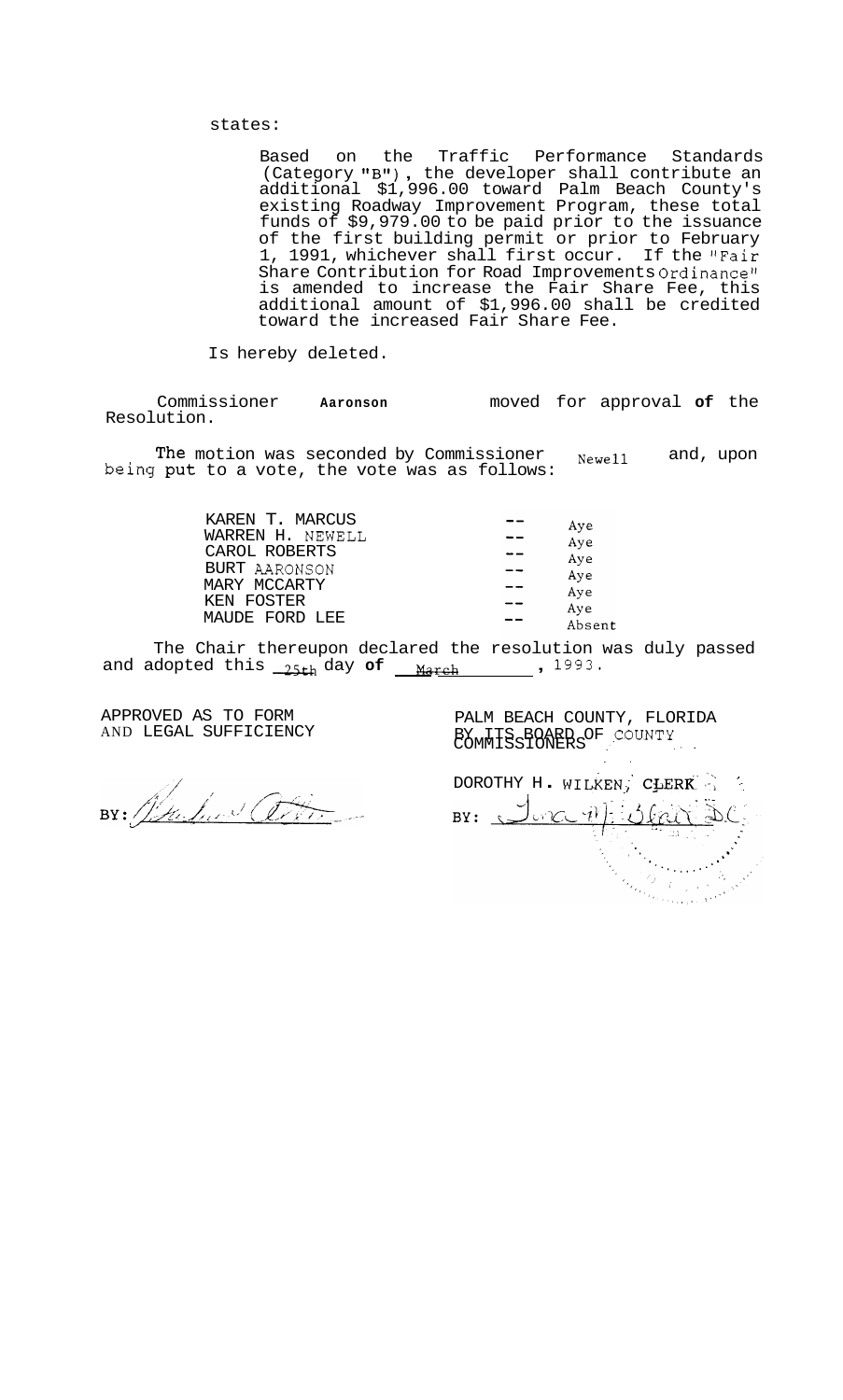states:

> Based on the Traffic Performance Standards (Category "B"), the developer shall contribute an additional $1,996.00 toward Palm Beach County's existing Roadway Improvement Program, these total funds of $9,979.00 to be paid prior to the issuance of the first building permit or prior to February 1, 1991, whichever shall first occur. If the "Fair Share Contribution for Road Improvements Ordinance" is amended to increase the Fair Share Fee, this additional amount of $1,996.00 shall be credited toward the increased Fair Share Fee.

Is hereby deleted.

Commissioner **Aaronson** moved for approval **of** the Resolution.

The motion was seconded by Commissioner Newell and, upon being put to a vote, the vote was as follows:

| | | |
|---|---|---|
| KAREN T. MARCUS | -- | Aye |
| WARREN H. NEWELL | -- | Aye |
| CAROL ROBERTS | -- | Aye |
| BURT AARONSON | -- | Aye |
| MARY MCCARTY | -- | Aye |
| KEN FOSTER | -- | Aye |
| MAUDE FORD LEE | -- | Absent |

The Chair thereupon declared the resolution was duly passed and adopted this 25th day **of** March, 1993.

APPROVED AS TO FORM AND LEGAL SUFFICIENCY

BY: ____________________

PALM BEACH COUNTY, FLORIDA BY ITS BOARD OF COUNTY COMMISSIONERS

DOROTHY H. WILKEN, CLERK

BY: ____________________